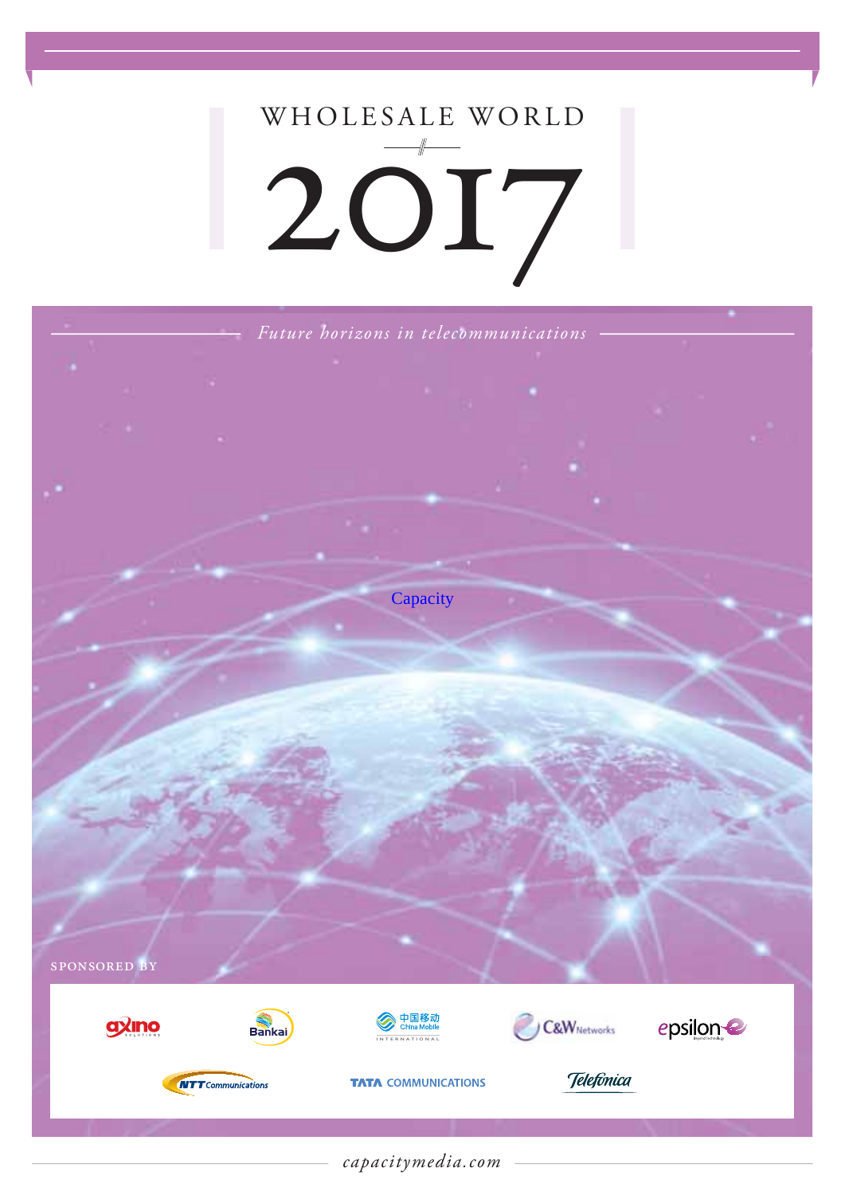# WHOLESALE WORLD

# 2017

*Future horizons in telecommunications*

Capacity

SPONSORED BY

axino SOLUTIONS · Bankai · 中国移动 China Mobile INTERNATIONAL · C&W Networks · epsilon · NTT Communications · TATA COMMUNICATIONS · Telefonica

*capacitymedia.com*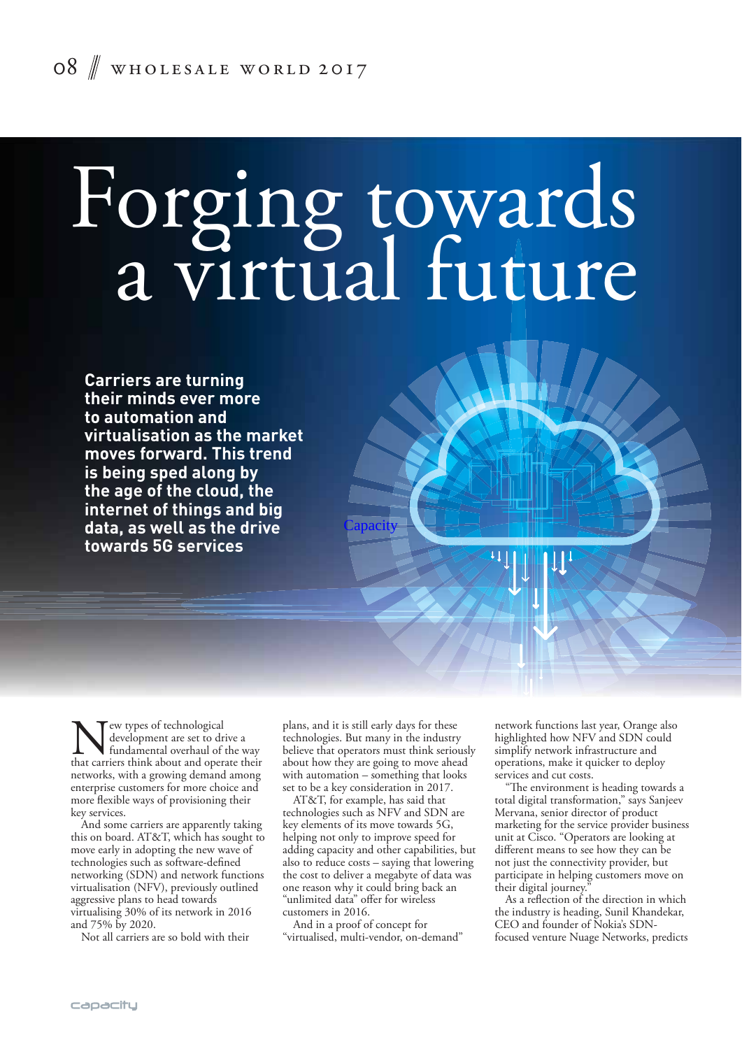# Forging towards a virtual future

**Carriers are turning their minds ever more to automation and virtualisation as the market moves forward. This trend is being sped along by the age of the cloud, the internet of things and big data, as well as the drive towards 5G services**

New types of technological development are set to drive a fundamental overhaul of the way that carriers think about and operate their networks, with a growing demand among enterprise customers for more choice and more flexible ways of provisioning their key services.

And some carriers are apparently taking this on board. AT&T, which has sought to move early in adopting the new wave of technologies such as software-defined networking (SDN) and network functions virtualisation (NFV), previously outlined aggressive plans to head towards virtualising 30% of its network in 2016 and 75% by 2020.

Not all carriers are so bold with their plans, and it is still early days for these technologies. But many in the industry believe that operators must think seriously about how they are going to move ahead with automation – something that looks set to be a key consideration in 2017.

AT&T, for example, has said that technologies such as NFV and SDN are key elements of its move towards 5G, helping not only to improve speed for adding capacity and other capabilities, but also to reduce costs – saying that lowering the cost to deliver a megabyte of data was one reason why it could bring back an "unlimited data" offer for wireless customers in 2016.

And in a proof of concept for "virtualised, multi-vendor, on-demand" network functions last year, Orange also highlighted how NFV and SDN could simplify network infrastructure and operations, make it quicker to deploy services and cut costs.

"The environment is heading towards a total digital transformation," says Sanjeev Mervana, senior director of product marketing for the service provider business unit at Cisco. "Operators are looking at different means to see how they can be not just the connectivity provider, but participate in helping customers move on their digital journey."

As a reflection of the direction in which the industry is heading, Sunil Khandekar, CEO and founder of Nokia's SDN-focused venture Nuage Networks, predicts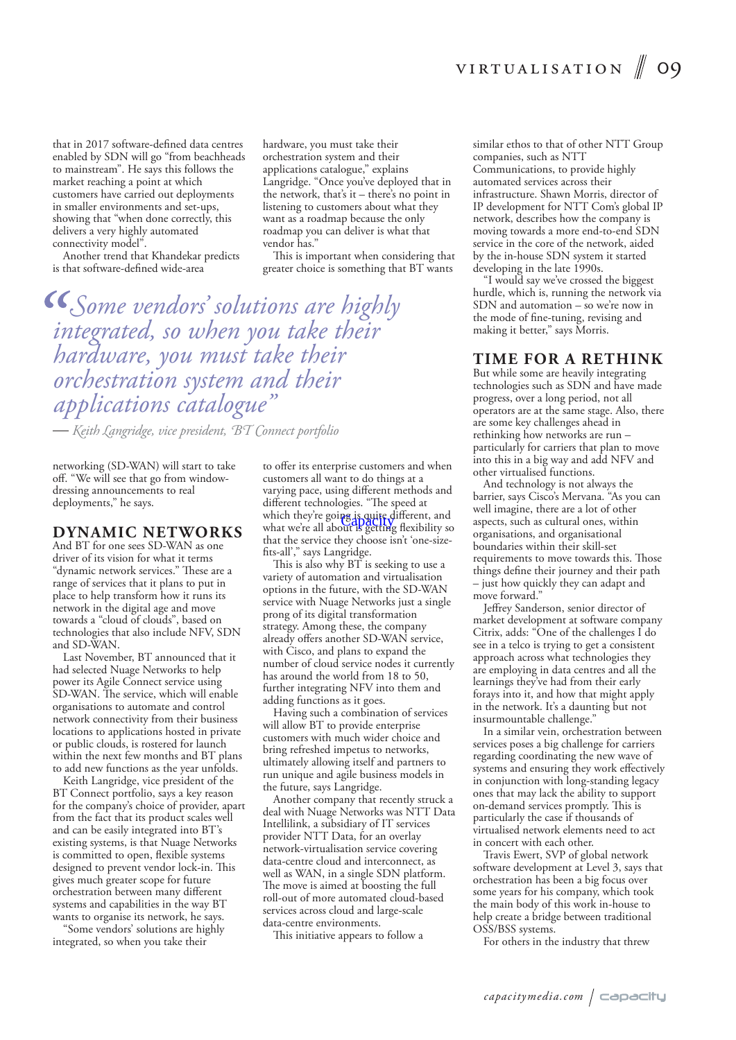that in 2017 software-defined data centres enabled by SDN will go "from beachheads to mainstream". He says this follows the market reaching a point at which customers have carried out deployments in smaller environments and set-ups, showing that "when done correctly, this delivers a very highly automated connectivity model".

Another trend that Khandekar predicts is that software-defined wide-area networking (SD-WAN) will start to take off. "We will see that go from window-dressing announcements to real deployments," he says.

> *"Some vendors' solutions are highly integrated, so when you take their hardware, you must take their orchestration system and their applications catalogue"*
>
> — *Keith Langridge, vice president, BT Connect portfolio*

## DYNAMIC NETWORKS

And BT for one sees SD-WAN as one driver of its vision for what it terms "dynamic network services." These are a range of services that it plans to put in place to help transform how it runs its network in the digital age and move towards a "cloud of clouds", based on technologies that also include NFV, SDN and SD-WAN.

Last November, BT announced that it had selected Nuage Networks to help power its Agile Connect service using SD-WAN. The service, which will enable organisations to automate and control network connectivity from their business locations to applications hosted in private or public clouds, is rostered for launch within the next few months and BT plans to add new functions as the year unfolds.

Keith Langridge, vice president of BT Connect portfolio, says a key reason for the company's choice of provider, apart from the fact that its product scales well and can be easily integrated into BT's existing systems, is that Nuage Networks is committed to open, flexible systems designed to prevent vendor lock-in. This gives much greater scope for future orchestration between many different systems and capabilities in the way BT wants to organise its network, he says.

"Some vendors' solutions are highly integrated, so when you take their hardware, you must take their orchestration system and their applications catalogue," explains Langridge. "Once you've deployed that in the network, that's it – there's no point in listening to customers about what they want as a roadmap because the only roadmap you can deliver is what that vendor has."

This is important when considering that greater choice is something that BT wants to offer its enterprise customers and when customers all want to do things at a varying pace, using different methods and different technologies. "The speed at which they're going is quite different, and what we're all about is getting flexibility so that the service they choose isn't 'one-size-fits-all'," says Langridge.

This is also why BT is seeking to use a variety of automation and virtualisation options in the future, with the SD-WAN service with Nuage Networks just a single prong of its digital transformation strategy. Among these, the company already offers another SD-WAN service, with Cisco, and plans to expand the number of cloud service nodes it currently has around the world from 18 to 50, further integrating NFV into them and adding functions as it goes.

Having such a combination of services will allow BT to provide enterprise customers with much wider choice and bring refreshed impetus to networks, ultimately allowing itself and partners to run unique and agile business models in the future, says Langridge.

Another company that recently struck a deal with Nuage Networks was NTT Data Intellilink, a subsidiary of IT services provider NTT Data, for an overlay network-virtualisation service covering data-centre cloud and interconnect, as well as WAN, in a single SDN platform. The move is aimed at boosting the full roll-out of more automated cloud-based services across cloud and large-scale data-centre environments.

This initiative appears to follow a similar ethos to that of other NTT Group companies, such as NTT Communications, to provide highly automated services across their infrastructure. Shawn Morris, director of IP development for NTT Com's global IP network, describes how the company is moving towards a more end-to-end SDN service in the core of the network, aided by the in-house SDN system it started developing in the late 1990s.

"I would say we've crossed the biggest hurdle, which is, running the network via SDN and automation – so we're now in the mode of fine-tuning, revising and making it better," says Morris.

## TIME FOR A RETHINK

But while some are heavily integrating technologies such as SDN and have made progress, over a long period, not all operators are at the same stage. Also, there are some key challenges ahead in rethinking how networks are run – particularly for carriers that plan to move into this in a big way and add NFV and other virtualised functions.

And technology is not always the barrier, says Cisco's Mervana. "As you can well imagine, there are a lot of other aspects, such as cultural ones, within organisations, and organisational boundaries within their skill-set requirements to move towards this. Those things define their journey and their path – just how quickly they can adapt and move forward."

Jeffrey Sanderson, senior director of market development at software company Citrix, adds: "One of the challenges I do see in a telco is trying to get a consistent approach across what technologies they are employing in data centres and all the learnings they've had from their early forays into it, and how that might apply in the network. It's a daunting but not insurmountable challenge."

In a similar vein, orchestration between services poses a big challenge for carriers regarding coordinating the new wave of systems and ensuring they work effectively in conjunction with long-standing legacy ones that may lack the ability to support on-demand services promptly. This is particularly the case if thousands of virtualised network elements need to act in concert with each other.

Travis Ewert, SVP of global network software development at Level 3, says that orchestration has been a big focus over some years for his company, which took the main body of this work in-house to help create a bridge between traditional OSS/BSS systems.

For others in the industry that threw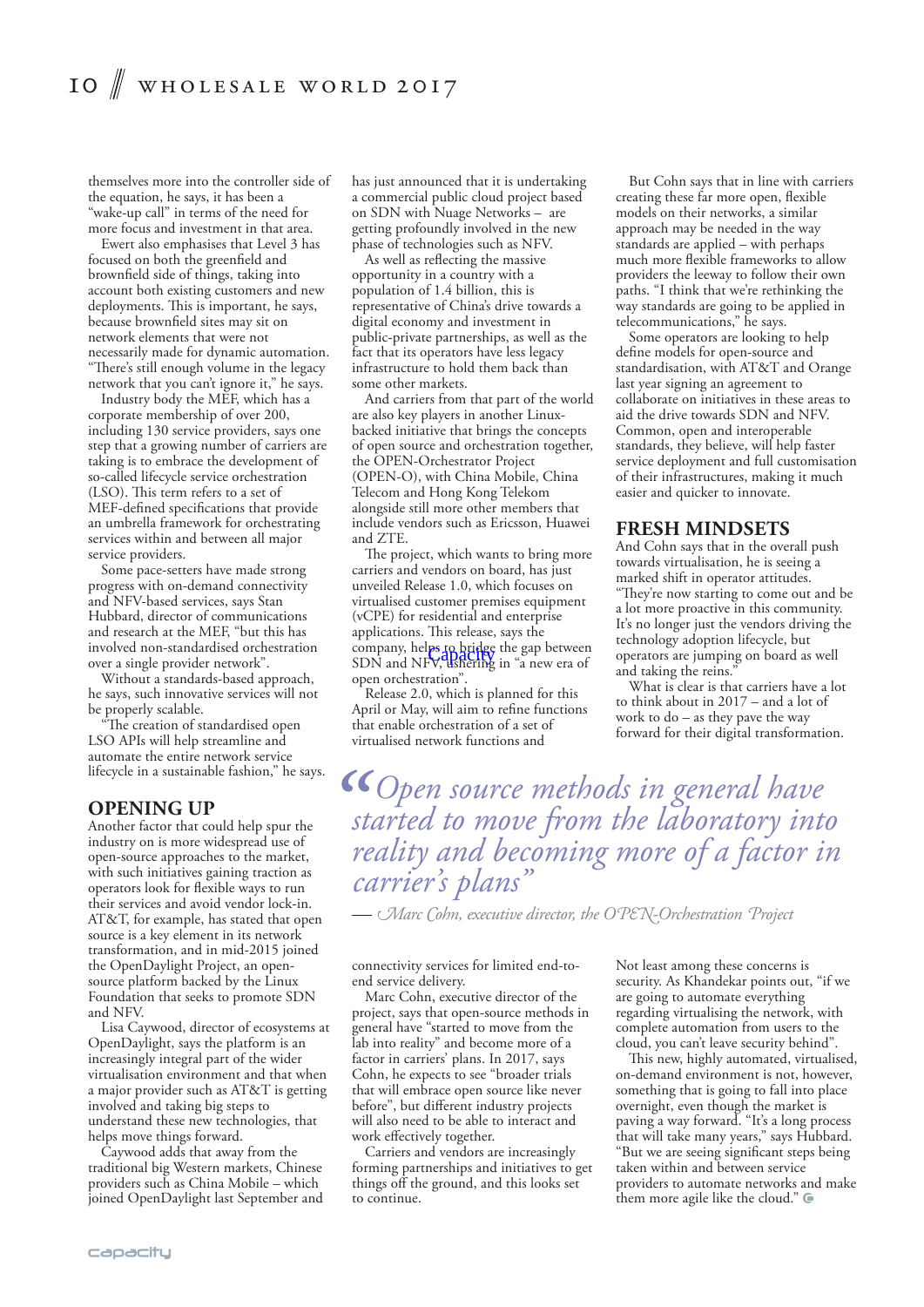themselves more into the controller side of the equation, he says, it has been a "wake-up call" in terms of the need for more focus and investment in that area.

Ewert also emphasises that Level 3 has focused on both the greenfield and brownfield side of things, taking into account both existing customers and new deployments. This is important, he says, because brownfield sites may sit on network elements that were not necessarily made for dynamic automation. "There's still enough volume in the legacy network that you can't ignore it," he says.

Industry body the MEF, which has a corporate membership of over 200, including 130 service providers, says one step that a growing number of carriers are taking is to embrace the development of so-called lifecycle service orchestration (LSO). This term refers to a set of MEF-defined specifications that provide an umbrella framework for orchestrating services within and between all major service providers.

Some pace-setters have made strong progress with on-demand connectivity and NFV-based services, says Stan Hubbard, director of communications and research at the MEF, "but this has involved non-standardised orchestration over a single provider network".

Without a standards-based approach, he says, such innovative services will not be properly scalable.

"The creation of standardised open LSO APIs will help streamline and automate the entire network service lifecycle in a sustainable fashion," he says.

## OPENING UP

Another factor that could help spur the industry on is more widespread use of open-source approaches to the market, with such initiatives gaining traction as operators look for flexible ways to run their services and avoid vendor lock-in. AT&T, for example, has stated that open source is a key element in its network transformation, and in mid-2015 joined the OpenDaylight Project, an open-source platform backed by the Linux Foundation that seeks to promote SDN and NFV.

Lisa Caywood, director of ecosystems at OpenDaylight, says the platform is an increasingly integral part of the wider virtualisation environment and that when a major provider such as AT&T is getting involved and taking big steps to understand these new technologies, that helps move things forward.

Caywood adds that away from the traditional big Western markets, Chinese providers such as China Mobile – which joined OpenDaylight last September and has just announced that it is undertaking a commercial public cloud project based on SDN with Nuage Networks – are getting profoundly involved in the new phase of technologies such as NFV.

As well as reflecting the massive opportunity in a country with a population of 1.4 billion, this is representative of China's drive towards a digital economy and investment in public-private partnerships, as well as the fact that its operators have less legacy infrastructure to hold them back than some other markets.

And carriers from that part of the world are also key players in another Linux-backed initiative that brings the concepts of open source and orchestration together, the OPEN-Orchestrator Project (OPEN-O), with China Mobile, China Telecom and Hong Kong Telekom alongside still more other members that include vendors such as Ericsson, Huawei and ZTE.

The project, which wants to bring more carriers and vendors on board, has just unveiled Release 1.0, which focuses on virtualised customer premises equipment (vCPE) for residential and enterprise applications. This release, says the company, helps to bridge the gap between SDN and NFV, ushering in "a new era of open orchestration".

Release 2.0, which is planned for this April or May, will aim to refine functions that enable orchestration of a set of virtualised network functions and connectivity services for limited end-to-end service delivery.

Marc Cohn, executive director of the project, says that open-source methods in general have "started to move from the lab into reality" and become more of a factor in carriers' plans. In 2017, says Cohn, he expects to see "broader trials that will embrace open source like never before", but different industry projects will also need to be able to interact and work effectively together.

Carriers and vendors are increasingly forming partnerships and initiatives to get things off the ground, and this looks set to continue.

But Cohn says that in line with carriers creating these far more open, flexible models on their networks, a similar approach may be needed in the way standards are applied – with perhaps much more flexible frameworks to allow providers the leeway to follow their own paths. "I think that we're rethinking the way standards are going to be applied in telecommunications," he says.

Some operators are looking to help define models for open-source and standardisation, with AT&T and Orange last year signing an agreement to collaborate on initiatives in these areas to aid the drive towards SDN and NFV. Common, open and interoperable standards, they believe, will help faster service deployment and full customisation of their infrastructures, making it much easier and quicker to innovate.

## FRESH MINDSETS

And Cohn says that in the overall push towards virtualisation, he is seeing a marked shift in operator attitudes. "They're now starting to come out and be a lot more proactive in this community. It's no longer just the vendors driving the technology adoption lifecycle, but operators are jumping on board as well and taking the reins."

What is clear is that carriers have a lot to think about in 2017 – and a lot of work to do – as they pave the way forward for their digital transformation.

> *"Open source methods in general have started to move from the laboratory into reality and becoming more of a factor in carrier's plans"*
>
> — *Marc Cohn, executive director, the OPEN-Orchestration Project*

Not least among these concerns is security. As Khandekar points out, "if we are going to automate everything regarding virtualising the network, with complete automation from users to the cloud, you can't leave security behind".

This new, highly automated, virtualised, on-demand environment is not, however, something that is going to fall into place overnight, even though the market is paving a way forward. "It's a long process that will take many years," says Hubbard. "But we are seeing significant steps being taken within and between service providers to automate networks and make them more agile like the cloud."